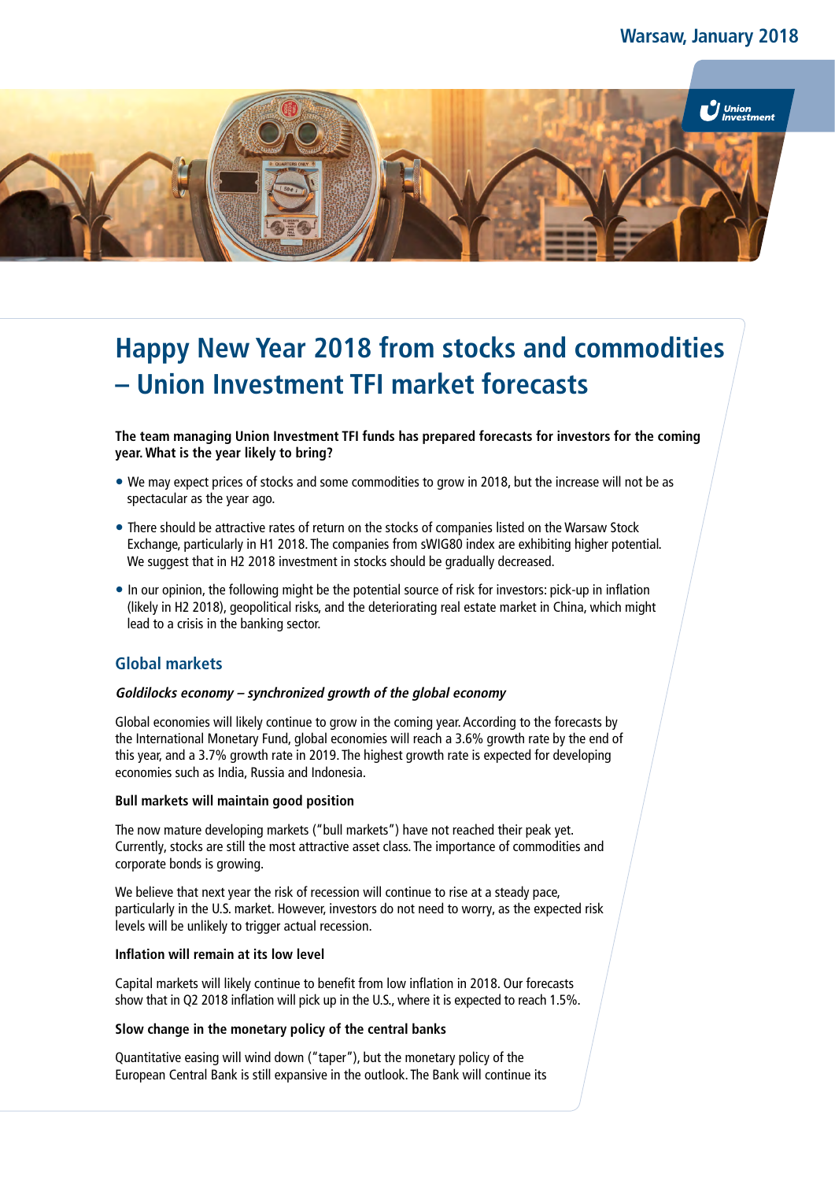Warsaw, January 2018

# Happy New Year 2018 from stocks and commodities – Union Investment TFI market forecasts

**The team managing Union Investment TFI funds has prepared forecasts for investors for the coming year. What is the year likely to bring?**

- We may expect prices of stocks and some commodities to grow in 2018, but the increase will not be as spectacular as the year ago.
- There should be attractive rates of return on the stocks of companies listed on the Warsaw Stock Exchange, particularly in H1 2018. The companies from sWIG80 index are exhibiting higher potential. We suggest that in H2 2018 investment in stocks should be gradually decreased.
- In our opinion, the following might be the potential source of risk for investors: pick-up in inflation (likely in H2 2018), geopolitical risks, and the deteriorating real estate market in China, which might lead to a crisis in the banking sector.

## Global markets

***Goldilocks economy – synchronized growth of the global economy***

Global economies will likely continue to grow in the coming year. According to the forecasts by the International Monetary Fund, global economies will reach a 3.6% growth rate by the end of this year, and a 3.7% growth rate in 2019. The highest growth rate is expected for developing economies such as India, Russia and Indonesia.

**Bull markets will maintain good position**

The now mature developing markets ("bull markets") have not reached their peak yet. Currently, stocks are still the most attractive asset class. The importance of commodities and corporate bonds is growing.

We believe that next year the risk of recession will continue to rise at a steady pace, particularly in the U.S. market. However, investors do not need to worry, as the expected risk levels will be unlikely to trigger actual recession.

**Inflation will remain at its low level**

Capital markets will likely continue to benefit from low inflation in 2018. Our forecasts show that in Q2 2018 inflation will pick up in the U.S., where it is expected to reach 1.5%.

**Slow change in the monetary policy of the central banks**

Quantitative easing will wind down ("taper"), but the monetary policy of the European Central Bank is still expansive in the outlook. The Bank will continue its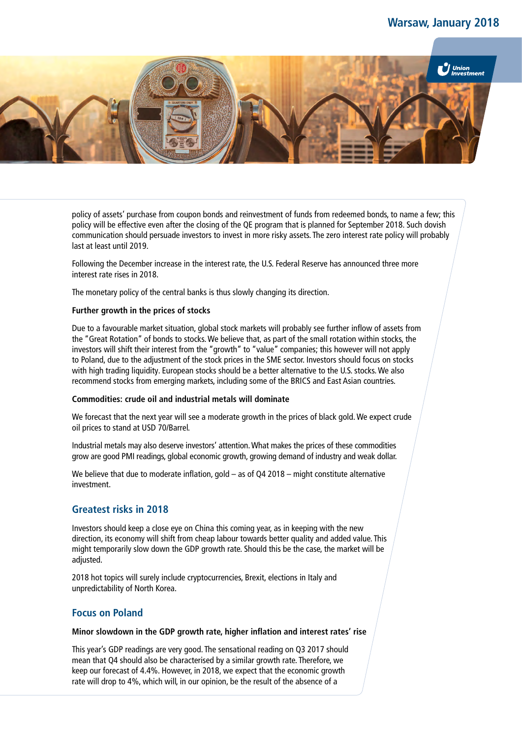policy of assets' purchase from coupon bonds and reinvestment of funds from redeemed bonds, to name a few; this policy will be effective even after the closing of the QE program that is planned for September 2018. Such dovish communication should persuade investors to invest in more risky assets. The zero interest rate policy will probably last at least until 2019.

Following the December increase in the interest rate, the U.S. Federal Reserve has announced three more interest rate rises in 2018.

The monetary policy of the central banks is thus slowly changing its direction.

**Further growth in the prices of stocks**

Due to a favourable market situation, global stock markets will probably see further inflow of assets from the "Great Rotation" of bonds to stocks. We believe that, as part of the small rotation within stocks, the investors will shift their interest from the "growth" to "value" companies; this however will not apply to Poland, due to the adjustment of the stock prices in the SME sector. Investors should focus on stocks with high trading liquidity. European stocks should be a better alternative to the U.S. stocks. We also recommend stocks from emerging markets, including some of the BRICS and East Asian countries.

**Commodities: crude oil and industrial metals will dominate**

We forecast that the next year will see a moderate growth in the prices of black gold. We expect crude oil prices to stand at USD 70/Barrel.

Industrial metals may also deserve investors' attention. What makes the prices of these commodities grow are good PMI readings, global economic growth, growing demand of industry and weak dollar.

We believe that due to moderate inflation, gold – as of Q4 2018 – might constitute alternative investment.

## Greatest risks in 2018

Investors should keep a close eye on China this coming year, as in keeping with the new direction, its economy will shift from cheap labour towards better quality and added value. This might temporarily slow down the GDP growth rate. Should this be the case, the market will be adjusted.

2018 hot topics will surely include cryptocurrencies, Brexit, elections in Italy and unpredictability of North Korea.

## Focus on Poland

**Minor slowdown in the GDP growth rate, higher inflation and interest rates' rise**

This year's GDP readings are very good. The sensational reading on Q3 2017 should mean that Q4 should also be characterised by a similar growth rate. Therefore, we keep our forecast of 4.4%. However, in 2018, we expect that the economic growth rate will drop to 4%, which will, in our opinion, be the result of the absence of a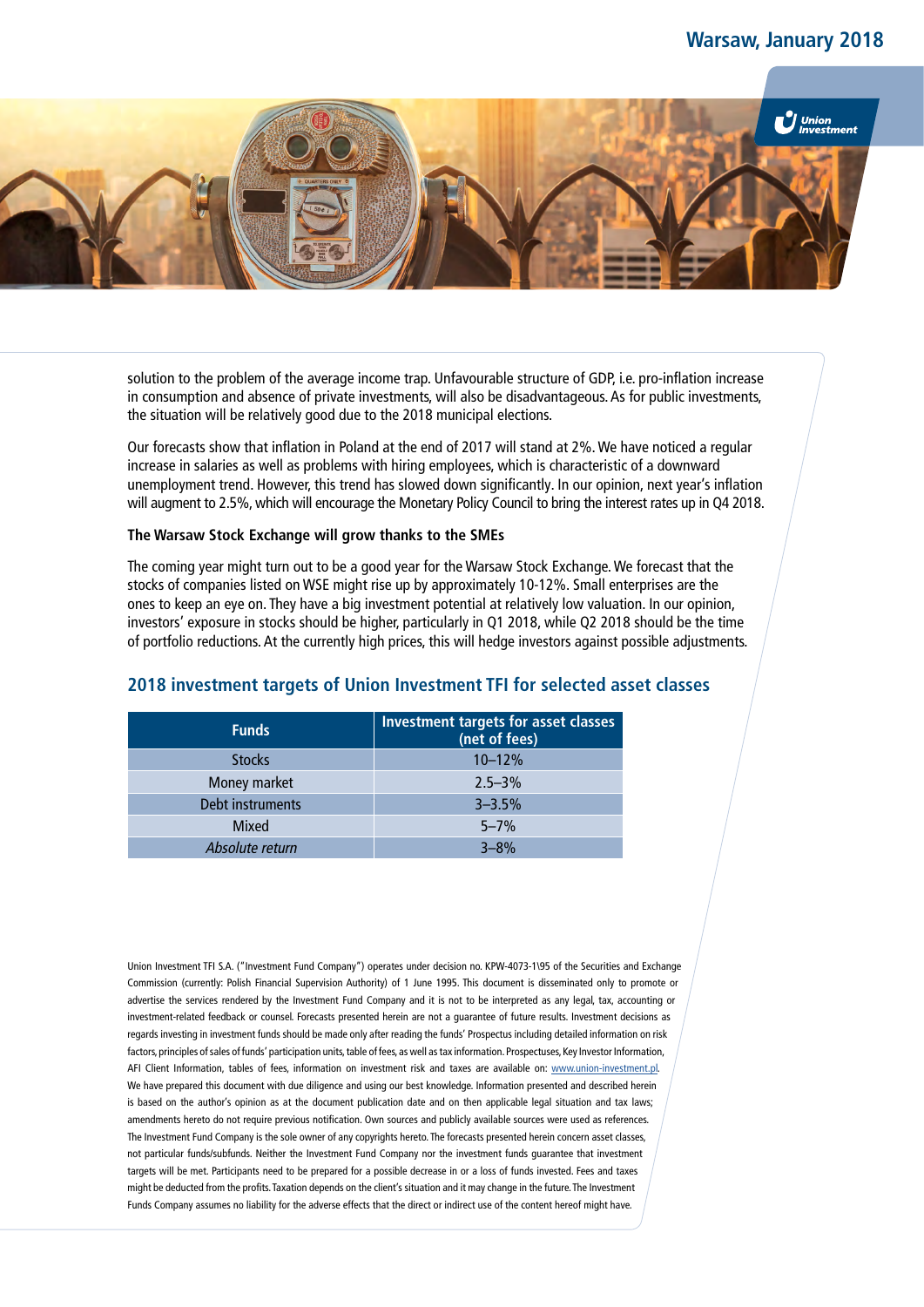solution to the problem of the average income trap. Unfavourable structure of GDP, i.e. pro-inflation increase in consumption and absence of private investments, will also be disadvantageous. As for public investments, the situation will be relatively good due to the 2018 municipal elections.

Our forecasts show that inflation in Poland at the end of 2017 will stand at 2%. We have noticed a regular increase in salaries as well as problems with hiring employees, which is characteristic of a downward unemployment trend. However, this trend has slowed down significantly. In our opinion, next year's inflation will augment to 2.5%, which will encourage the Monetary Policy Council to bring the interest rates up in Q4 2018.

**The Warsaw Stock Exchange will grow thanks to the SMEs**

The coming year might turn out to be a good year for the Warsaw Stock Exchange. We forecast that the stocks of companies listed on WSE might rise up by approximately 10-12%. Small enterprises are the ones to keep an eye on. They have a big investment potential at relatively low valuation. In our opinion, investors' exposure in stocks should be higher, particularly in Q1 2018, while Q2 2018 should be the time of portfolio reductions. At the currently high prices, this will hedge investors against possible adjustments.

## 2018 investment targets of Union Investment TFI for selected asset classes

| Funds | Investment targets for asset classes (net of fees) |
|---|---|
| Stocks | 10–12% |
| Money market | 2.5–3% |
| Debt instruments | 3–3.5% |
| Mixed | 5–7% |
| *Absolute return* | 3–8% |

Union Investment TFI S.A. ("Investment Fund Company") operates under decision no. KPW-4073-1\95 of the Securities and Exchange Commission (currently: Polish Financial Supervision Authority) of 1 June 1995. This document is disseminated only to promote or advertise the services rendered by the Investment Fund Company and it is not to be interpreted as any legal, tax, accounting or investment-related feedback or counsel. Forecasts presented herein are not a guarantee of future results. Investment decisions as regards investing in investment funds should be made only after reading the funds' Prospectus including detailed information on risk factors, principles of sales of funds' participation units, table of fees, as well as tax information. Prospectuses, Key Investor Information, AFI Client Information, tables of fees, information on investment risk and taxes are available on: www.union-investment.pl. We have prepared this document with due diligence and using our best knowledge. Information presented and described herein is based on the author's opinion as at the document publication date and on then applicable legal situation and tax laws; amendments hereto do not require previous notification. Own sources and publicly available sources were used as references. The Investment Fund Company is the sole owner of any copyrights hereto. The forecasts presented herein concern asset classes, not particular funds/subfunds. Neither the Investment Fund Company nor the investment funds guarantee that investment targets will be met. Participants need to be prepared for a possible decrease in or a loss of funds invested. Fees and taxes might be deducted from the profits. Taxation depends on the client's situation and it may change in the future. The Investment Funds Company assumes no liability for the adverse effects that the direct or indirect use of the content hereof might have.